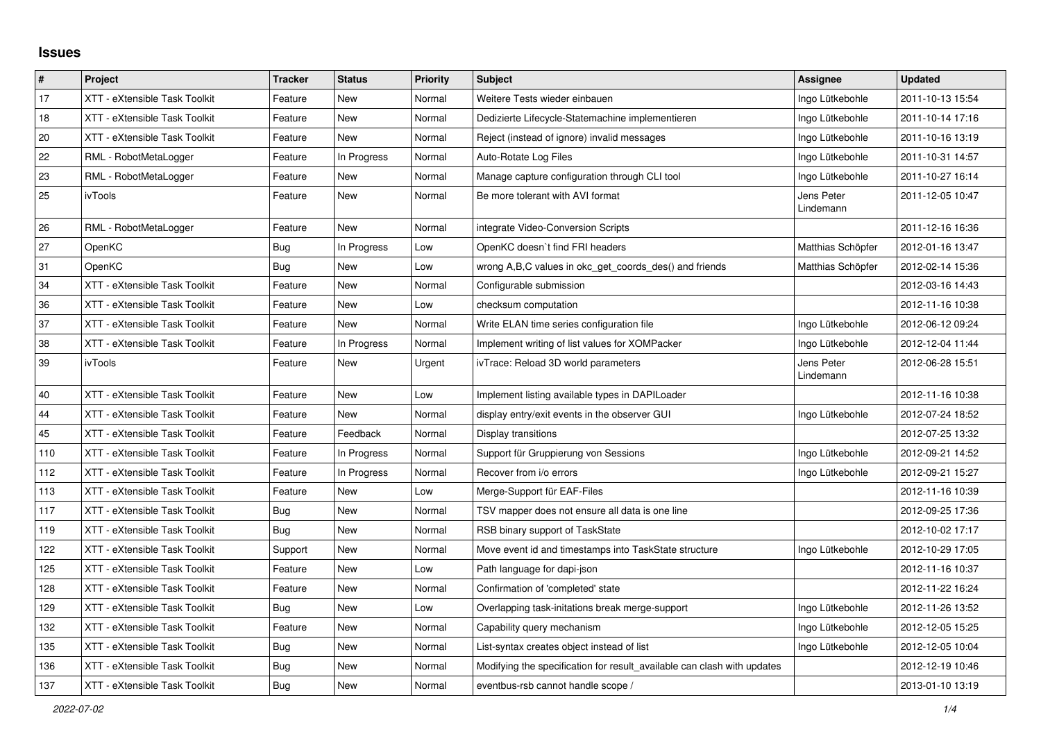## Issues

| # | Project | Tracker | Status | Priority | Subject | Assignee | Updated |
|---|---|---|---|---|---|---|---|
| 17 | XTT - eXtensible Task Toolkit | Feature | New | Normal | Weitere Tests wieder einbauen | Ingo Lütkebohle | 2011-10-13 15:54 |
| 18 | XTT - eXtensible Task Toolkit | Feature | New | Normal | Dedizierte Lifecycle-Statemachine implementieren | Ingo Lütkebohle | 2011-10-14 17:16 |
| 20 | XTT - eXtensible Task Toolkit | Feature | New | Normal | Reject (instead of ignore) invalid messages | Ingo Lütkebohle | 2011-10-16 13:19 |
| 22 | RML - RobotMetaLogger | Feature | In Progress | Normal | Auto-Rotate Log Files | Ingo Lütkebohle | 2011-10-31 14:57 |
| 23 | RML - RobotMetaLogger | Feature | New | Normal | Manage capture configuration through CLI tool | Ingo Lütkebohle | 2011-10-27 16:14 |
| 25 | ivTools | Feature | New | Normal | Be more tolerant with AVI format | Jens Peter Lindemann | 2011-12-05 10:47 |
| 26 | RML - RobotMetaLogger | Feature | New | Normal | integrate Video-Conversion Scripts | | 2011-12-16 16:36 |
| 27 | OpenKC | Bug | In Progress | Low | OpenKC doesn`t find FRI headers | Matthias Schöpfer | 2012-01-16 13:47 |
| 31 | OpenKC | Bug | New | Low | wrong A,B,C values in okc_get_coords_des() and friends | Matthias Schöpfer | 2012-02-14 15:36 |
| 34 | XTT - eXtensible Task Toolkit | Feature | New | Normal | Configurable submission | | 2012-03-16 14:43 |
| 36 | XTT - eXtensible Task Toolkit | Feature | New | Low | checksum computation | | 2012-11-16 10:38 |
| 37 | XTT - eXtensible Task Toolkit | Feature | New | Normal | Write ELAN time series configuration file | Ingo Lütkebohle | 2012-06-12 09:24 |
| 38 | XTT - eXtensible Task Toolkit | Feature | In Progress | Normal | Implement writing of list values for XOMPacker | Ingo Lütkebohle | 2012-12-04 11:44 |
| 39 | ivTools | Feature | New | Urgent | ivTrace: Reload 3D world parameters | Jens Peter Lindemann | 2012-06-28 15:51 |
| 40 | XTT - eXtensible Task Toolkit | Feature | New | Low | Implement listing available types in DAPILoader | | 2012-11-16 10:38 |
| 44 | XTT - eXtensible Task Toolkit | Feature | New | Normal | display entry/exit events in the observer GUI | Ingo Lütkebohle | 2012-07-24 18:52 |
| 45 | XTT - eXtensible Task Toolkit | Feature | Feedback | Normal | Display transitions | | 2012-07-25 13:32 |
| 110 | XTT - eXtensible Task Toolkit | Feature | In Progress | Normal | Support für Gruppierung von Sessions | Ingo Lütkebohle | 2012-09-21 14:52 |
| 112 | XTT - eXtensible Task Toolkit | Feature | In Progress | Normal | Recover from i/o errors | Ingo Lütkebohle | 2012-09-21 15:27 |
| 113 | XTT - eXtensible Task Toolkit | Feature | New | Low | Merge-Support für EAF-Files | | 2012-11-16 10:39 |
| 117 | XTT - eXtensible Task Toolkit | Bug | New | Normal | TSV mapper does not ensure all data is one line | | 2012-09-25 17:36 |
| 119 | XTT - eXtensible Task Toolkit | Bug | New | Normal | RSB binary support of TaskState | | 2012-10-02 17:17 |
| 122 | XTT - eXtensible Task Toolkit | Support | New | Normal | Move event id and timestamps into TaskState structure | Ingo Lütkebohle | 2012-10-29 17:05 |
| 125 | XTT - eXtensible Task Toolkit | Feature | New | Low | Path language for dapi-json | | 2012-11-16 10:37 |
| 128 | XTT - eXtensible Task Toolkit | Feature | New | Normal | Confirmation of 'completed' state | | 2012-11-22 16:24 |
| 129 | XTT - eXtensible Task Toolkit | Bug | New | Low | Overlapping task-initations break merge-support | Ingo Lütkebohle | 2012-11-26 13:52 |
| 132 | XTT - eXtensible Task Toolkit | Feature | New | Normal | Capability query mechanism | Ingo Lütkebohle | 2012-12-05 15:25 |
| 135 | XTT - eXtensible Task Toolkit | Bug | New | Normal | List-syntax creates object instead of list | Ingo Lütkebohle | 2012-12-05 10:04 |
| 136 | XTT - eXtensible Task Toolkit | Bug | New | Normal | Modifying the specification for result_available can clash with updates | | 2012-12-19 10:46 |
| 137 | XTT - eXtensible Task Toolkit | Bug | New | Normal | eventbus-rsb cannot handle scope / | | 2013-01-10 13:19 |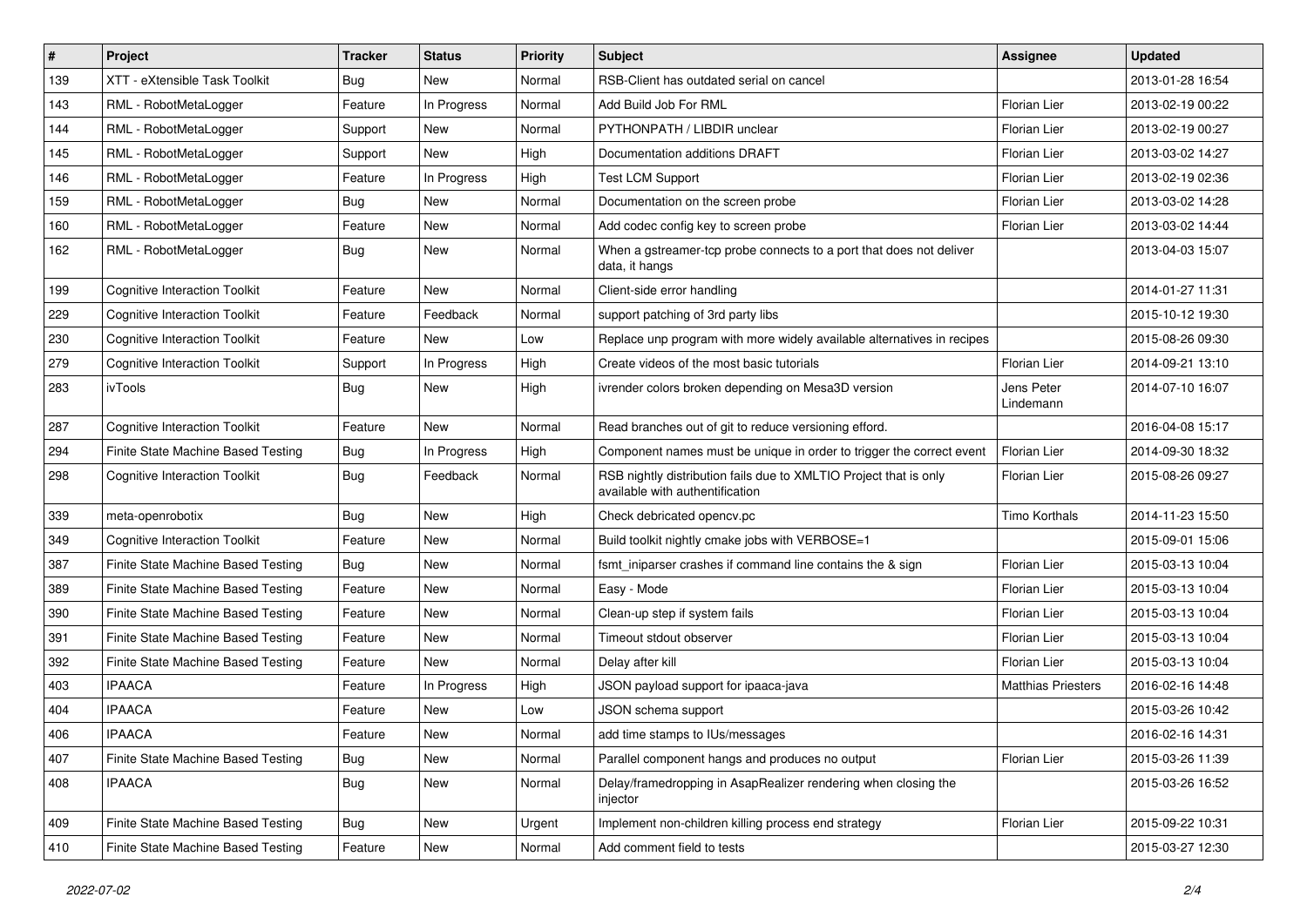| # | Project | Tracker | Status | Priority | Subject | Assignee | Updated |
|---|---|---|---|---|---|---|---|
| 139 | XTT - eXtensible Task Toolkit | Bug | New | Normal | RSB-Client has outdated serial on cancel | | 2013-01-28 16:54 |
| 143 | RML - RobotMetaLogger | Feature | In Progress | Normal | Add Build Job For RML | Florian Lier | 2013-02-19 00:22 |
| 144 | RML - RobotMetaLogger | Support | New | Normal | PYTHONPATH / LIBDIR unclear | Florian Lier | 2013-02-19 00:27 |
| 145 | RML - RobotMetaLogger | Support | New | High | Documentation additions DRAFT | Florian Lier | 2013-03-02 14:27 |
| 146 | RML - RobotMetaLogger | Feature | In Progress | High | Test LCM Support | Florian Lier | 2013-02-19 02:36 |
| 159 | RML - RobotMetaLogger | Bug | New | Normal | Documentation on the screen probe | Florian Lier | 2013-03-02 14:28 |
| 160 | RML - RobotMetaLogger | Feature | New | Normal | Add codec config key to screen probe | Florian Lier | 2013-03-02 14:44 |
| 162 | RML - RobotMetaLogger | Bug | New | Normal | When a gstreamer-tcp probe connects to a port that does not deliver data, it hangs | | 2013-04-03 15:07 |
| 199 | Cognitive Interaction Toolkit | Feature | New | Normal | Client-side error handling | | 2014-01-27 11:31 |
| 229 | Cognitive Interaction Toolkit | Feature | Feedback | Normal | support patching of 3rd party libs | | 2015-10-12 19:30 |
| 230 | Cognitive Interaction Toolkit | Feature | New | Low | Replace unp program with more widely available alternatives in recipes | | 2015-08-26 09:30 |
| 279 | Cognitive Interaction Toolkit | Support | In Progress | High | Create videos of the most basic tutorials | Florian Lier | 2014-09-21 13:10 |
| 283 | ivTools | Bug | New | High | ivrender colors broken depending on Mesa3D version | Jens Peter Lindemann | 2014-07-10 16:07 |
| 287 | Cognitive Interaction Toolkit | Feature | New | Normal | Read branches out of git to reduce versioning efford. | | 2016-04-08 15:17 |
| 294 | Finite State Machine Based Testing | Bug | In Progress | High | Component names must be unique in order to trigger the correct event | Florian Lier | 2014-09-30 18:32 |
| 298 | Cognitive Interaction Toolkit | Bug | Feedback | Normal | RSB nightly distribution fails due to XMLTIO Project that is only available with authentification | Florian Lier | 2015-08-26 09:27 |
| 339 | meta-openrobotix | Bug | New | High | Check debricated opencv.pc | Timo Korthals | 2014-11-23 15:50 |
| 349 | Cognitive Interaction Toolkit | Feature | New | Normal | Build toolkit nightly cmake jobs with VERBOSE=1 | | 2015-09-01 15:06 |
| 387 | Finite State Machine Based Testing | Bug | New | Normal | fsmt_iniparser crashes if command line contains the & sign | Florian Lier | 2015-03-13 10:04 |
| 389 | Finite State Machine Based Testing | Feature | New | Normal | Easy - Mode | Florian Lier | 2015-03-13 10:04 |
| 390 | Finite State Machine Based Testing | Feature | New | Normal | Clean-up step if system fails | Florian Lier | 2015-03-13 10:04 |
| 391 | Finite State Machine Based Testing | Feature | New | Normal | Timeout stdout observer | Florian Lier | 2015-03-13 10:04 |
| 392 | Finite State Machine Based Testing | Feature | New | Normal | Delay after kill | Florian Lier | 2015-03-13 10:04 |
| 403 | IPAACA | Feature | In Progress | High | JSON payload support for ipaaca-java | Matthias Priesters | 2016-02-16 14:48 |
| 404 | IPAACA | Feature | New | Low | JSON schema support | | 2015-03-26 10:42 |
| 406 | IPAACA | Feature | New | Normal | add time stamps to IUs/messages | | 2016-02-16 14:31 |
| 407 | Finite State Machine Based Testing | Bug | New | Normal | Parallel component hangs and produces no output | Florian Lier | 2015-03-26 11:39 |
| 408 | IPAACA | Bug | New | Normal | Delay/framedropping in AsapRealizer rendering when closing the injector | | 2015-03-26 16:52 |
| 409 | Finite State Machine Based Testing | Bug | New | Urgent | Implement non-children killing process end strategy | Florian Lier | 2015-09-22 10:31 |
| 410 | Finite State Machine Based Testing | Feature | New | Normal | Add comment field to tests | | 2015-03-27 12:30 |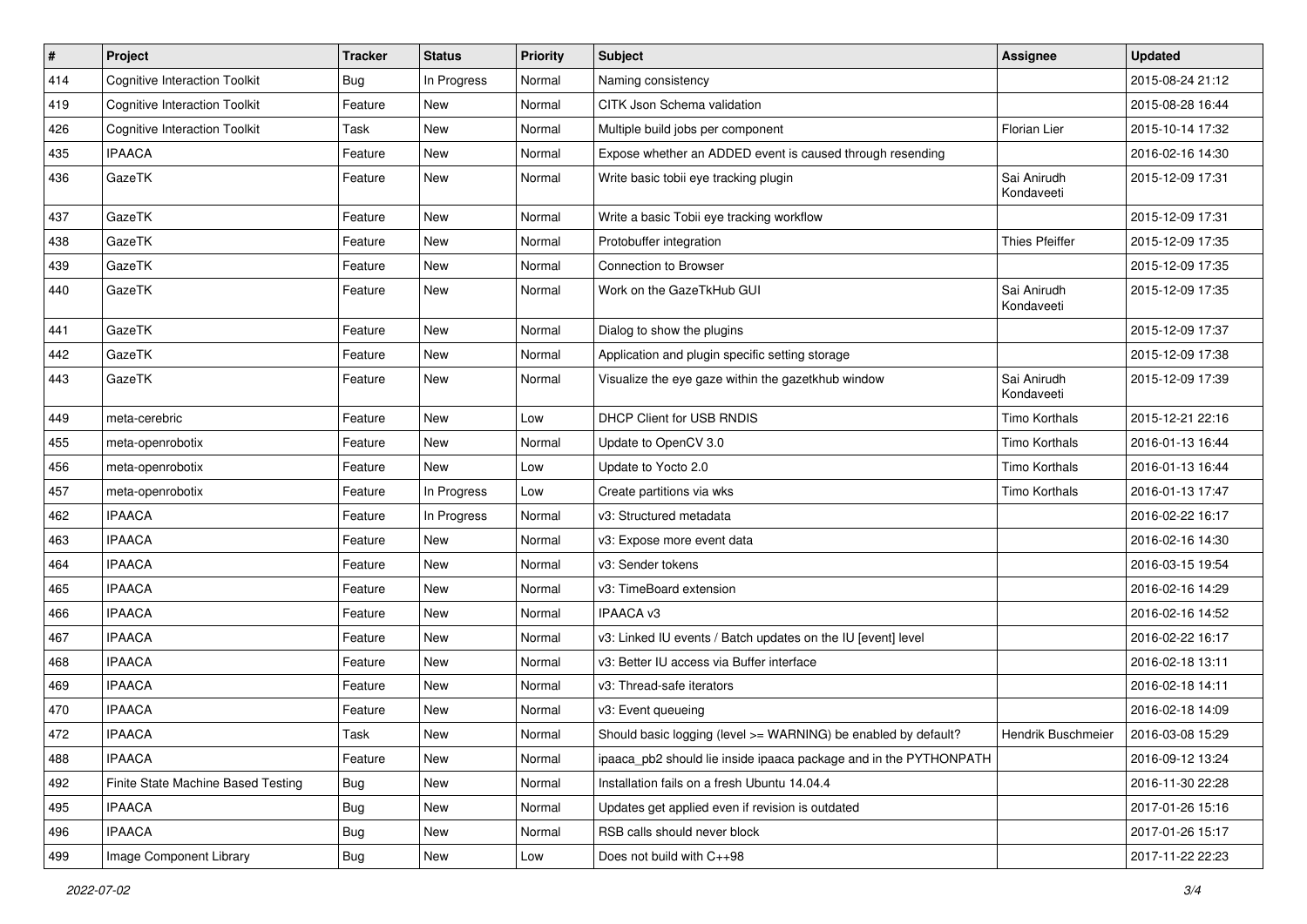| # | Project | Tracker | Status | Priority | Subject | Assignee | Updated |
|---|---|---|---|---|---|---|---|
| 414 | Cognitive Interaction Toolkit | Bug | In Progress | Normal | Naming consistency | | 2015-08-24 21:12 |
| 419 | Cognitive Interaction Toolkit | Feature | New | Normal | CITK Json Schema validation | | 2015-08-28 16:44 |
| 426 | Cognitive Interaction Toolkit | Task | New | Normal | Multiple build jobs per component | Florian Lier | 2015-10-14 17:32 |
| 435 | IPAACA | Feature | New | Normal | Expose whether an ADDED event is caused through resending | | 2016-02-16 14:30 |
| 436 | GazeTK | Feature | New | Normal | Write basic tobii eye tracking plugin | Sai Anirudh Kondaveeti | 2015-12-09 17:31 |
| 437 | GazeTK | Feature | New | Normal | Write a basic Tobii eye tracking workflow | | 2015-12-09 17:31 |
| 438 | GazeTK | Feature | New | Normal | Protobuffer integration | Thies Pfeiffer | 2015-12-09 17:35 |
| 439 | GazeTK | Feature | New | Normal | Connection to Browser | | 2015-12-09 17:35 |
| 440 | GazeTK | Feature | New | Normal | Work on the GazeTkHub GUI | Sai Anirudh Kondaveeti | 2015-12-09 17:35 |
| 441 | GazeTK | Feature | New | Normal | Dialog to show the plugins | | 2015-12-09 17:37 |
| 442 | GazeTK | Feature | New | Normal | Application and plugin specific setting storage | | 2015-12-09 17:38 |
| 443 | GazeTK | Feature | New | Normal | Visualize the eye gaze within the gazetkhub window | Sai Anirudh Kondaveeti | 2015-12-09 17:39 |
| 449 | meta-cerebric | Feature | New | Low | DHCP Client for USB RNDIS | Timo Korthals | 2015-12-21 22:16 |
| 455 | meta-openrobotix | Feature | New | Normal | Update to OpenCV 3.0 | Timo Korthals | 2016-01-13 16:44 |
| 456 | meta-openrobotix | Feature | New | Low | Update to Yocto 2.0 | Timo Korthals | 2016-01-13 16:44 |
| 457 | meta-openrobotix | Feature | In Progress | Low | Create partitions via wks | Timo Korthals | 2016-01-13 17:47 |
| 462 | IPAACA | Feature | In Progress | Normal | v3: Structured metadata | | 2016-02-22 16:17 |
| 463 | IPAACA | Feature | New | Normal | v3: Expose more event data | | 2016-02-16 14:30 |
| 464 | IPAACA | Feature | New | Normal | v3: Sender tokens | | 2016-03-15 19:54 |
| 465 | IPAACA | Feature | New | Normal | v3: TimeBoard extension | | 2016-02-16 14:29 |
| 466 | IPAACA | Feature | New | Normal | IPAACA v3 | | 2016-02-16 14:52 |
| 467 | IPAACA | Feature | New | Normal | v3: Linked IU events / Batch updates on the IU [event] level | | 2016-02-22 16:17 |
| 468 | IPAACA | Feature | New | Normal | v3: Better IU access via Buffer interface | | 2016-02-18 13:11 |
| 469 | IPAACA | Feature | New | Normal | v3: Thread-safe iterators | | 2016-02-18 14:11 |
| 470 | IPAACA | Feature | New | Normal | v3: Event queueing | | 2016-02-18 14:09 |
| 472 | IPAACA | Task | New | Normal | Should basic logging (level >= WARNING) be enabled by default? | Hendrik Buschmeier | 2016-03-08 15:29 |
| 488 | IPAACA | Feature | New | Normal | ipaaca_pb2 should lie inside ipaaca package and in the PYTHONPATH | | 2016-09-12 13:24 |
| 492 | Finite State Machine Based Testing | Bug | New | Normal | Installation fails on a fresh Ubuntu 14.04.4 | | 2016-11-30 22:28 |
| 495 | IPAACA | Bug | New | Normal | Updates get applied even if revision is outdated | | 2017-01-26 15:16 |
| 496 | IPAACA | Bug | New | Normal | RSB calls should never block | | 2017-01-26 15:17 |
| 499 | Image Component Library | Bug | New | Low | Does not build with C++98 | | 2017-11-22 22:23 |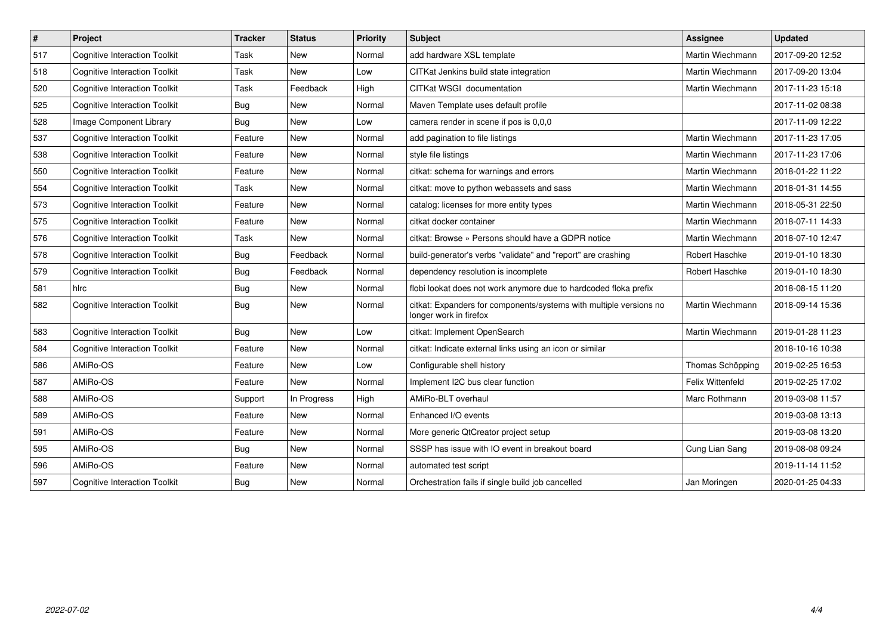| # | Project | Tracker | Status | Priority | Subject | Assignee | Updated |
|---|---|---|---|---|---|---|---|
| 517 | Cognitive Interaction Toolkit | Task | New | Normal | add hardware XSL template | Martin Wiechmann | 2017-09-20 12:52 |
| 518 | Cognitive Interaction Toolkit | Task | New | Low | CITKat Jenkins build state integration | Martin Wiechmann | 2017-09-20 13:04 |
| 520 | Cognitive Interaction Toolkit | Task | Feedback | High | CITKat WSGI documentation | Martin Wiechmann | 2017-11-23 15:18 |
| 525 | Cognitive Interaction Toolkit | Bug | New | Normal | Maven Template uses default profile | | 2017-11-02 08:38 |
| 528 | Image Component Library | Bug | New | Low | camera render in scene if pos is 0,0,0 | | 2017-11-09 12:22 |
| 537 | Cognitive Interaction Toolkit | Feature | New | Normal | add pagination to file listings | Martin Wiechmann | 2017-11-23 17:05 |
| 538 | Cognitive Interaction Toolkit | Feature | New | Normal | style file listings | Martin Wiechmann | 2017-11-23 17:06 |
| 550 | Cognitive Interaction Toolkit | Feature | New | Normal | citkat: schema for warnings and errors | Martin Wiechmann | 2018-01-22 11:22 |
| 554 | Cognitive Interaction Toolkit | Task | New | Normal | citkat: move to python webassets and sass | Martin Wiechmann | 2018-01-31 14:55 |
| 573 | Cognitive Interaction Toolkit | Feature | New | Normal | catalog: licenses for more entity types | Martin Wiechmann | 2018-05-31 22:50 |
| 575 | Cognitive Interaction Toolkit | Feature | New | Normal | citkat docker container | Martin Wiechmann | 2018-07-11 14:33 |
| 576 | Cognitive Interaction Toolkit | Task | New | Normal | citkat: Browse » Persons should have a GDPR notice | Martin Wiechmann | 2018-07-10 12:47 |
| 578 | Cognitive Interaction Toolkit | Bug | Feedback | Normal | build-generator's verbs "validate" and "report" are crashing | Robert Haschke | 2019-01-10 18:30 |
| 579 | Cognitive Interaction Toolkit | Bug | Feedback | Normal | dependency resolution is incomplete | Robert Haschke | 2019-01-10 18:30 |
| 581 | hlrc | Bug | New | Normal | flobi lookat does not work anymore due to hardcoded floka prefix | | 2018-08-15 11:20 |
| 582 | Cognitive Interaction Toolkit | Bug | New | Normal | citkat: Expanders for components/systems with multiple versions no longer work in firefox | Martin Wiechmann | 2018-09-14 15:36 |
| 583 | Cognitive Interaction Toolkit | Bug | New | Low | citkat: Implement OpenSearch | Martin Wiechmann | 2019-01-28 11:23 |
| 584 | Cognitive Interaction Toolkit | Feature | New | Normal | citkat: Indicate external links using an icon or similar | | 2018-10-16 10:38 |
| 586 | AMiRo-OS | Feature | New | Low | Configurable shell history | Thomas Schöpping | 2019-02-25 16:53 |
| 587 | AMiRo-OS | Feature | New | Normal | Implement I2C bus clear function | Felix Wittenfeld | 2019-02-25 17:02 |
| 588 | AMiRo-OS | Support | In Progress | High | AMiRo-BLT overhaul | Marc Rothmann | 2019-03-08 11:57 |
| 589 | AMiRo-OS | Feature | New | Normal | Enhanced I/O events | | 2019-03-08 13:13 |
| 591 | AMiRo-OS | Feature | New | Normal | More generic QtCreator project setup | | 2019-03-08 13:20 |
| 595 | AMiRo-OS | Bug | New | Normal | SSSP has issue with IO event in breakout board | Cung Lian Sang | 2019-08-08 09:24 |
| 596 | AMiRo-OS | Feature | New | Normal | automated test script | | 2019-11-14 11:52 |
| 597 | Cognitive Interaction Toolkit | Bug | New | Normal | Orchestration fails if single build job cancelled | Jan Moringen | 2020-01-25 04:33 |